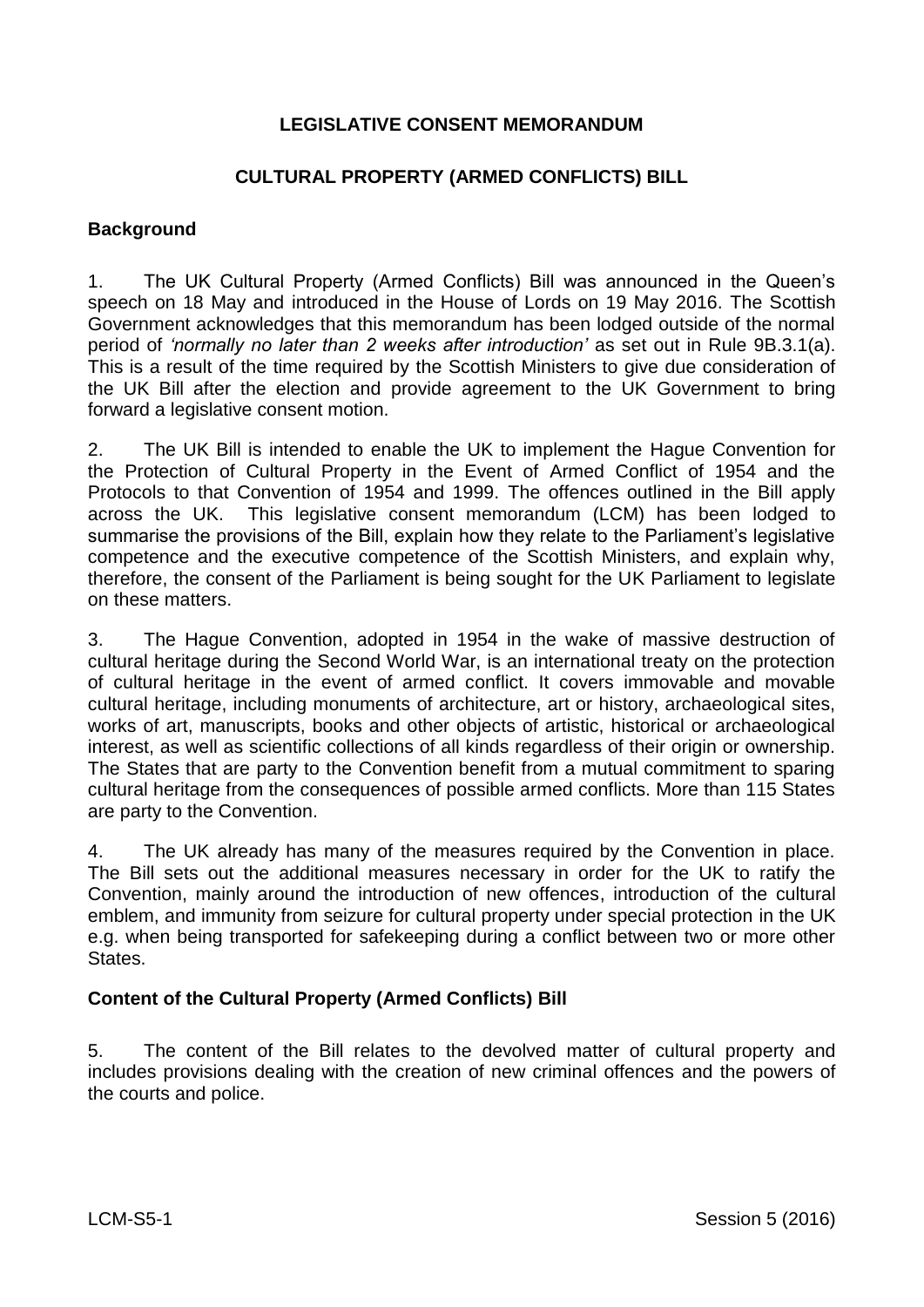# LEGISLATIVE CONSENT MEMORANDUM

## CULTURAL PROPERTY (ARMED CONFLICTS) BILL

### Background

1. The UK Cultural Property (Armed Conflicts) Bill was announced in the Queen's speech on 18 May and introduced in the House of Lords on 19 May 2016. The Scottish Government acknowledges that this memorandum has been lodged outside of the normal period of *'normally no later than 2 weeks after introduction'* as set out in Rule 9B.3.1(a). This is a result of the time required by the Scottish Ministers to give due consideration of the UK Bill after the election and provide agreement to the UK Government to bring forward a legislative consent motion.

2. The UK Bill is intended to enable the UK to implement the Hague Convention for the Protection of Cultural Property in the Event of Armed Conflict of 1954 and the Protocols to that Convention of 1954 and 1999. The offences outlined in the Bill apply across the UK. This legislative consent memorandum (LCM) has been lodged to summarise the provisions of the Bill, explain how they relate to the Parliament's legislative competence and the executive competence of the Scottish Ministers, and explain why, therefore, the consent of the Parliament is being sought for the UK Parliament to legislate on these matters.

3. The Hague Convention, adopted in 1954 in the wake of massive destruction of cultural heritage during the Second World War, is an international treaty on the protection of cultural heritage in the event of armed conflict. It covers immovable and movable cultural heritage, including monuments of architecture, art or history, archaeological sites, works of art, manuscripts, books and other objects of artistic, historical or archaeological interest, as well as scientific collections of all kinds regardless of their origin or ownership. The States that are party to the Convention benefit from a mutual commitment to sparing cultural heritage from the consequences of possible armed conflicts. More than 115 States are party to the Convention.

4. The UK already has many of the measures required by the Convention in place. The Bill sets out the additional measures necessary in order for the UK to ratify the Convention, mainly around the introduction of new offences, introduction of the cultural emblem, and immunity from seizure for cultural property under special protection in the UK e.g. when being transported for safekeeping during a conflict between two or more other States.

### Content of the Cultural Property (Armed Conflicts) Bill

5. The content of the Bill relates to the devolved matter of cultural property and includes provisions dealing with the creation of new criminal offences and the powers of the courts and police.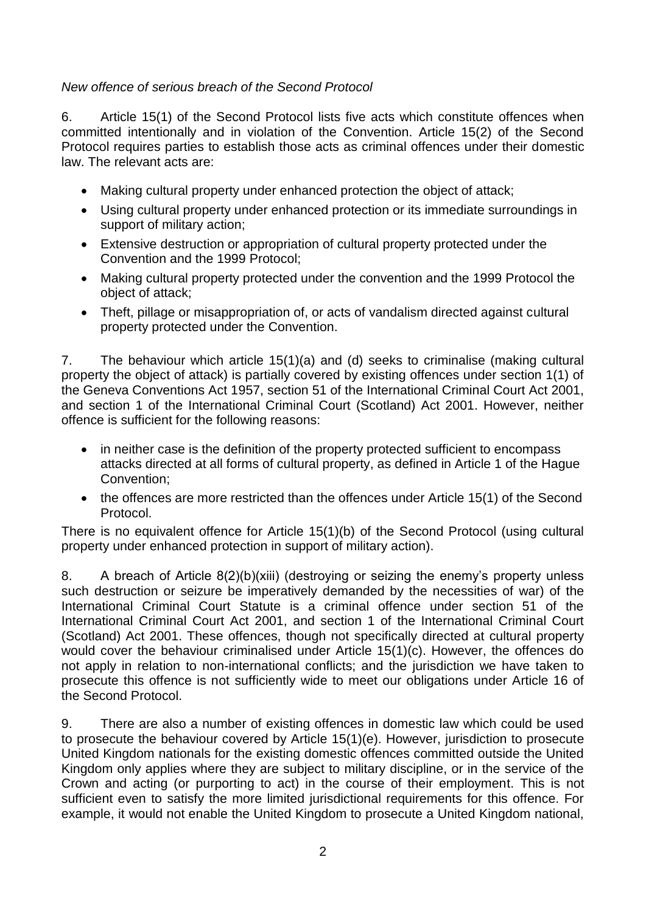*New offence of serious breach of the Second Protocol*

6. Article 15(1) of the Second Protocol lists five acts which constitute offences when committed intentionally and in violation of the Convention. Article 15(2) of the Second Protocol requires parties to establish those acts as criminal offences under their domestic law. The relevant acts are:

- Making cultural property under enhanced protection the object of attack;
- Using cultural property under enhanced protection or its immediate surroundings in support of military action;
- Extensive destruction or appropriation of cultural property protected under the Convention and the 1999 Protocol;
- Making cultural property protected under the convention and the 1999 Protocol the object of attack;
- Theft, pillage or misappropriation of, or acts of vandalism directed against cultural property protected under the Convention.

7. The behaviour which article 15(1)(a) and (d) seeks to criminalise (making cultural property the object of attack) is partially covered by existing offences under section 1(1) of the Geneva Conventions Act 1957, section 51 of the International Criminal Court Act 2001, and section 1 of the International Criminal Court (Scotland) Act 2001. However, neither offence is sufficient for the following reasons:

- in neither case is the definition of the property protected sufficient to encompass attacks directed at all forms of cultural property, as defined in Article 1 of the Hague Convention;
- the offences are more restricted than the offences under Article 15(1) of the Second Protocol.

There is no equivalent offence for Article 15(1)(b) of the Second Protocol (using cultural property under enhanced protection in support of military action).

8. A breach of Article 8(2)(b)(xiii) (destroying or seizing the enemy's property unless such destruction or seizure be imperatively demanded by the necessities of war) of the International Criminal Court Statute is a criminal offence under section 51 of the International Criminal Court Act 2001, and section 1 of the International Criminal Court (Scotland) Act 2001. These offences, though not specifically directed at cultural property would cover the behaviour criminalised under Article 15(1)(c). However, the offences do not apply in relation to non-international conflicts; and the jurisdiction we have taken to prosecute this offence is not sufficiently wide to meet our obligations under Article 16 of the Second Protocol.

9. There are also a number of existing offences in domestic law which could be used to prosecute the behaviour covered by Article 15(1)(e). However, jurisdiction to prosecute United Kingdom nationals for the existing domestic offences committed outside the United Kingdom only applies where they are subject to military discipline, or in the service of the Crown and acting (or purporting to act) in the course of their employment. This is not sufficient even to satisfy the more limited jurisdictional requirements for this offence. For example, it would not enable the United Kingdom to prosecute a United Kingdom national,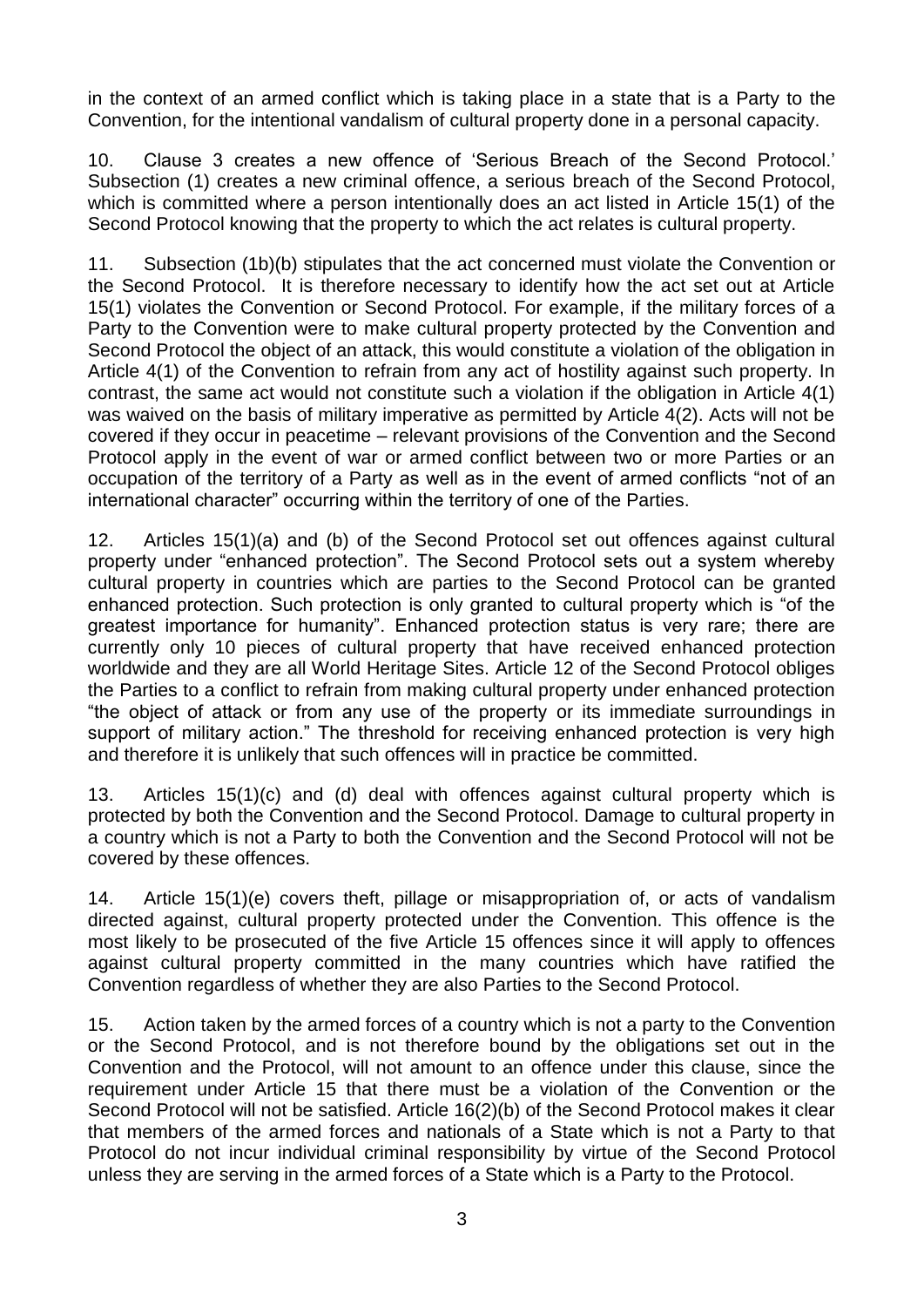in the context of an armed conflict which is taking place in a state that is a Party to the Convention, for the intentional vandalism of cultural property done in a personal capacity.

10. Clause 3 creates a new offence of 'Serious Breach of the Second Protocol.' Subsection (1) creates a new criminal offence, a serious breach of the Second Protocol, which is committed where a person intentionally does an act listed in Article 15(1) of the Second Protocol knowing that the property to which the act relates is cultural property.

11. Subsection (1b)(b) stipulates that the act concerned must violate the Convention or the Second Protocol. It is therefore necessary to identify how the act set out at Article 15(1) violates the Convention or Second Protocol. For example, if the military forces of a Party to the Convention were to make cultural property protected by the Convention and Second Protocol the object of an attack, this would constitute a violation of the obligation in Article 4(1) of the Convention to refrain from any act of hostility against such property. In contrast, the same act would not constitute such a violation if the obligation in Article 4(1) was waived on the basis of military imperative as permitted by Article 4(2). Acts will not be covered if they occur in peacetime – relevant provisions of the Convention and the Second Protocol apply in the event of war or armed conflict between two or more Parties or an occupation of the territory of a Party as well as in the event of armed conflicts "not of an international character" occurring within the territory of one of the Parties.

12. Articles 15(1)(a) and (b) of the Second Protocol set out offences against cultural property under "enhanced protection". The Second Protocol sets out a system whereby cultural property in countries which are parties to the Second Protocol can be granted enhanced protection. Such protection is only granted to cultural property which is "of the greatest importance for humanity". Enhanced protection status is very rare; there are currently only 10 pieces of cultural property that have received enhanced protection worldwide and they are all World Heritage Sites. Article 12 of the Second Protocol obliges the Parties to a conflict to refrain from making cultural property under enhanced protection "the object of attack or from any use of the property or its immediate surroundings in support of military action." The threshold for receiving enhanced protection is very high and therefore it is unlikely that such offences will in practice be committed.

13. Articles 15(1)(c) and (d) deal with offences against cultural property which is protected by both the Convention and the Second Protocol. Damage to cultural property in a country which is not a Party to both the Convention and the Second Protocol will not be covered by these offences.

14. Article 15(1)(e) covers theft, pillage or misappropriation of, or acts of vandalism directed against, cultural property protected under the Convention. This offence is the most likely to be prosecuted of the five Article 15 offences since it will apply to offences against cultural property committed in the many countries which have ratified the Convention regardless of whether they are also Parties to the Second Protocol.

15. Action taken by the armed forces of a country which is not a party to the Convention or the Second Protocol, and is not therefore bound by the obligations set out in the Convention and the Protocol, will not amount to an offence under this clause, since the requirement under Article 15 that there must be a violation of the Convention or the Second Protocol will not be satisfied. Article 16(2)(b) of the Second Protocol makes it clear that members of the armed forces and nationals of a State which is not a Party to that Protocol do not incur individual criminal responsibility by virtue of the Second Protocol unless they are serving in the armed forces of a State which is a Party to the Protocol.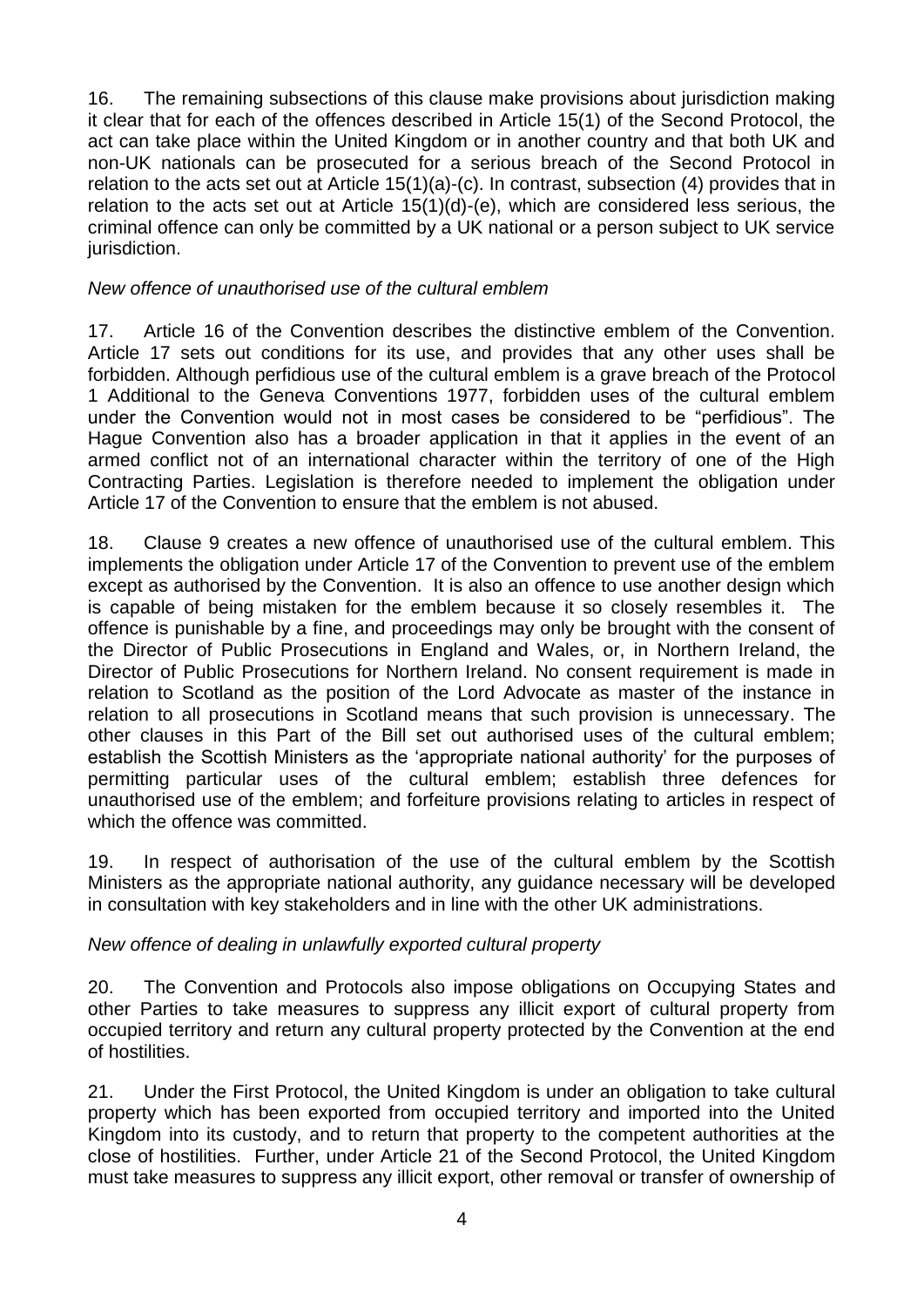16. The remaining subsections of this clause make provisions about jurisdiction making it clear that for each of the offences described in Article 15(1) of the Second Protocol, the act can take place within the United Kingdom or in another country and that both UK and non-UK nationals can be prosecuted for a serious breach of the Second Protocol in relation to the acts set out at Article 15(1)(a)-(c). In contrast, subsection (4) provides that in relation to the acts set out at Article 15(1)(d)-(e), which are considered less serious, the criminal offence can only be committed by a UK national or a person subject to UK service jurisdiction.

*New offence of unauthorised use of the cultural emblem*

17. Article 16 of the Convention describes the distinctive emblem of the Convention. Article 17 sets out conditions for its use, and provides that any other uses shall be forbidden. Although perfidious use of the cultural emblem is a grave breach of the Protocol 1 Additional to the Geneva Conventions 1977, forbidden uses of the cultural emblem under the Convention would not in most cases be considered to be "perfidious". The Hague Convention also has a broader application in that it applies in the event of an armed conflict not of an international character within the territory of one of the High Contracting Parties. Legislation is therefore needed to implement the obligation under Article 17 of the Convention to ensure that the emblem is not abused.

18. Clause 9 creates a new offence of unauthorised use of the cultural emblem. This implements the obligation under Article 17 of the Convention to prevent use of the emblem except as authorised by the Convention. It is also an offence to use another design which is capable of being mistaken for the emblem because it so closely resembles it. The offence is punishable by a fine, and proceedings may only be brought with the consent of the Director of Public Prosecutions in England and Wales, or, in Northern Ireland, the Director of Public Prosecutions for Northern Ireland. No consent requirement is made in relation to Scotland as the position of the Lord Advocate as master of the instance in relation to all prosecutions in Scotland means that such provision is unnecessary. The other clauses in this Part of the Bill set out authorised uses of the cultural emblem; establish the Scottish Ministers as the 'appropriate national authority' for the purposes of permitting particular uses of the cultural emblem; establish three defences for unauthorised use of the emblem; and forfeiture provisions relating to articles in respect of which the offence was committed.

19. In respect of authorisation of the use of the cultural emblem by the Scottish Ministers as the appropriate national authority, any guidance necessary will be developed in consultation with key stakeholders and in line with the other UK administrations.

*New offence of dealing in unlawfully exported cultural property*

20. The Convention and Protocols also impose obligations on Occupying States and other Parties to take measures to suppress any illicit export of cultural property from occupied territory and return any cultural property protected by the Convention at the end of hostilities.

21. Under the First Protocol, the United Kingdom is under an obligation to take cultural property which has been exported from occupied territory and imported into the United Kingdom into its custody, and to return that property to the competent authorities at the close of hostilities. Further, under Article 21 of the Second Protocol, the United Kingdom must take measures to suppress any illicit export, other removal or transfer of ownership of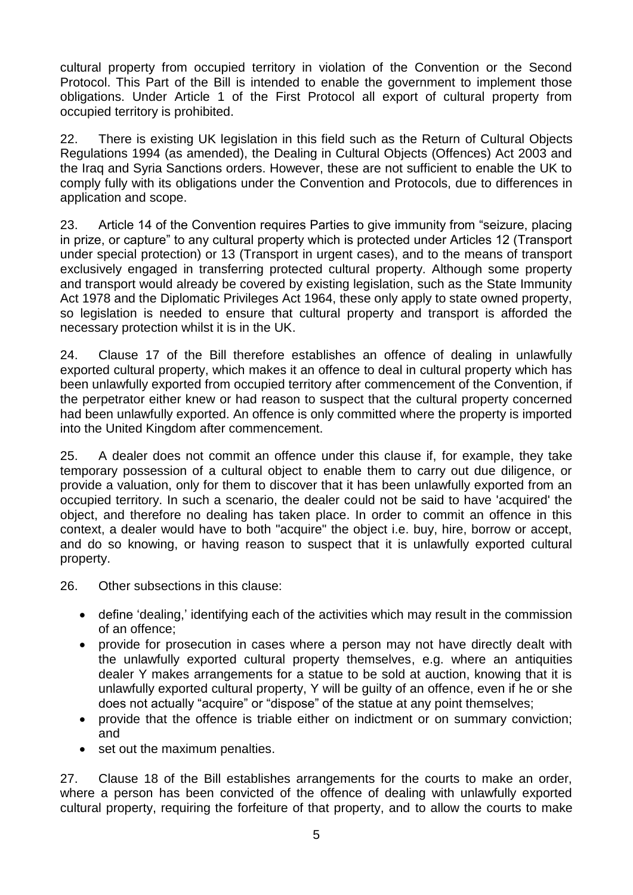cultural property from occupied territory in violation of the Convention or the Second Protocol. This Part of the Bill is intended to enable the government to implement those obligations. Under Article 1 of the First Protocol all export of cultural property from occupied territory is prohibited.

22. There is existing UK legislation in this field such as the Return of Cultural Objects Regulations 1994 (as amended), the Dealing in Cultural Objects (Offences) Act 2003 and the Iraq and Syria Sanctions orders. However, these are not sufficient to enable the UK to comply fully with its obligations under the Convention and Protocols, due to differences in application and scope.

23. Article 14 of the Convention requires Parties to give immunity from "seizure, placing in prize, or capture" to any cultural property which is protected under Articles 12 (Transport under special protection) or 13 (Transport in urgent cases), and to the means of transport exclusively engaged in transferring protected cultural property. Although some property and transport would already be covered by existing legislation, such as the State Immunity Act 1978 and the Diplomatic Privileges Act 1964, these only apply to state owned property, so legislation is needed to ensure that cultural property and transport is afforded the necessary protection whilst it is in the UK.

24. Clause 17 of the Bill therefore establishes an offence of dealing in unlawfully exported cultural property, which makes it an offence to deal in cultural property which has been unlawfully exported from occupied territory after commencement of the Convention, if the perpetrator either knew or had reason to suspect that the cultural property concerned had been unlawfully exported. An offence is only committed where the property is imported into the United Kingdom after commencement.

25. A dealer does not commit an offence under this clause if, for example, they take temporary possession of a cultural object to enable them to carry out due diligence, or provide a valuation, only for them to discover that it has been unlawfully exported from an occupied territory. In such a scenario, the dealer could not be said to have 'acquired' the object, and therefore no dealing has taken place. In order to commit an offence in this context, a dealer would have to both "acquire" the object i.e. buy, hire, borrow or accept, and do so knowing, or having reason to suspect that it is unlawfully exported cultural property.

26. Other subsections in this clause:

- define 'dealing,' identifying each of the activities which may result in the commission of an offence;
- provide for prosecution in cases where a person may not have directly dealt with the unlawfully exported cultural property themselves, e.g. where an antiquities dealer Y makes arrangements for a statue to be sold at auction, knowing that it is unlawfully exported cultural property, Y will be guilty of an offence, even if he or she does not actually "acquire" or "dispose" of the statue at any point themselves;
- provide that the offence is triable either on indictment or on summary conviction; and
- set out the maximum penalties.

27. Clause 18 of the Bill establishes arrangements for the courts to make an order, where a person has been convicted of the offence of dealing with unlawfully exported cultural property, requiring the forfeiture of that property, and to allow the courts to make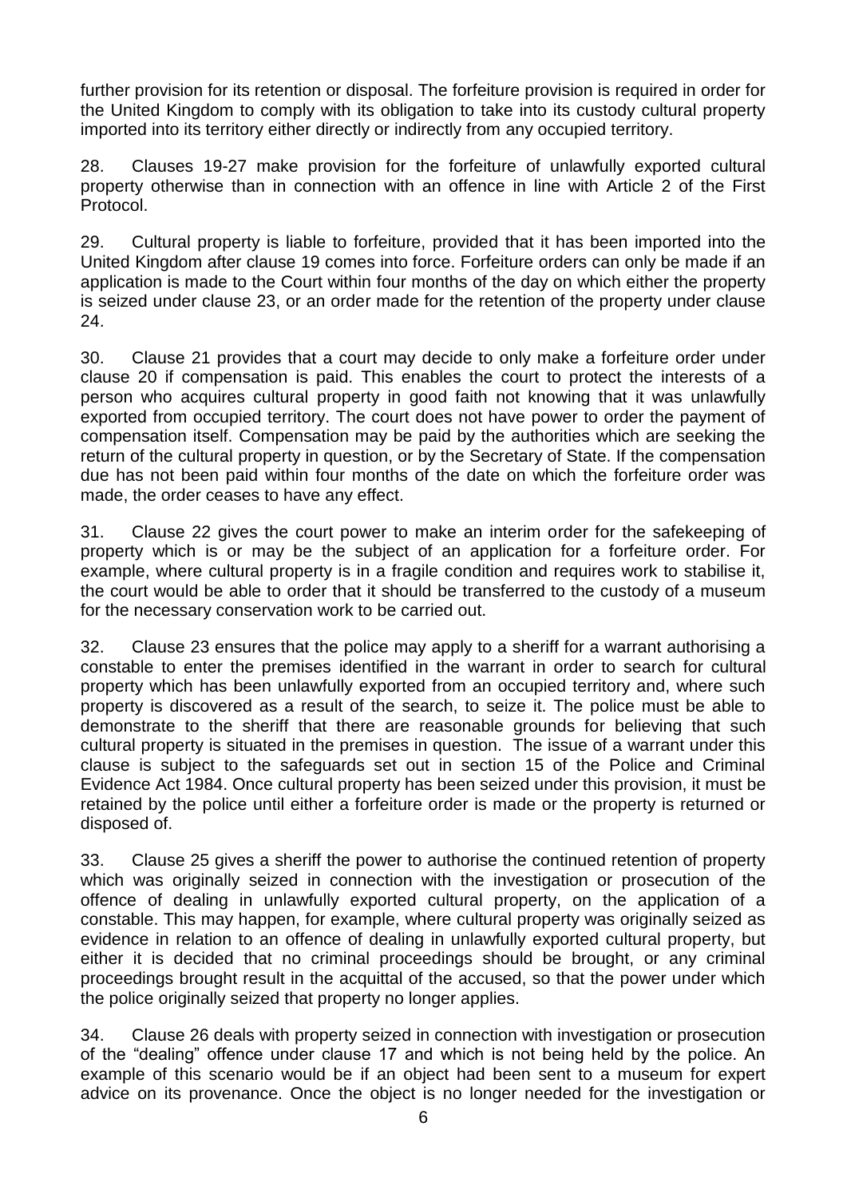further provision for its retention or disposal. The forfeiture provision is required in order for the United Kingdom to comply with its obligation to take into its custody cultural property imported into its territory either directly or indirectly from any occupied territory.

28. Clauses 19-27 make provision for the forfeiture of unlawfully exported cultural property otherwise than in connection with an offence in line with Article 2 of the First Protocol.

29. Cultural property is liable to forfeiture, provided that it has been imported into the United Kingdom after clause 19 comes into force. Forfeiture orders can only be made if an application is made to the Court within four months of the day on which either the property is seized under clause 23, or an order made for the retention of the property under clause 24.

30. Clause 21 provides that a court may decide to only make a forfeiture order under clause 20 if compensation is paid. This enables the court to protect the interests of a person who acquires cultural property in good faith not knowing that it was unlawfully exported from occupied territory. The court does not have power to order the payment of compensation itself. Compensation may be paid by the authorities which are seeking the return of the cultural property in question, or by the Secretary of State. If the compensation due has not been paid within four months of the date on which the forfeiture order was made, the order ceases to have any effect.

31. Clause 22 gives the court power to make an interim order for the safekeeping of property which is or may be the subject of an application for a forfeiture order. For example, where cultural property is in a fragile condition and requires work to stabilise it, the court would be able to order that it should be transferred to the custody of a museum for the necessary conservation work to be carried out.

32. Clause 23 ensures that the police may apply to a sheriff for a warrant authorising a constable to enter the premises identified in the warrant in order to search for cultural property which has been unlawfully exported from an occupied territory and, where such property is discovered as a result of the search, to seize it. The police must be able to demonstrate to the sheriff that there are reasonable grounds for believing that such cultural property is situated in the premises in question. The issue of a warrant under this clause is subject to the safeguards set out in section 15 of the Police and Criminal Evidence Act 1984. Once cultural property has been seized under this provision, it must be retained by the police until either a forfeiture order is made or the property is returned or disposed of.

33. Clause 25 gives a sheriff the power to authorise the continued retention of property which was originally seized in connection with the investigation or prosecution of the offence of dealing in unlawfully exported cultural property, on the application of a constable. This may happen, for example, where cultural property was originally seized as evidence in relation to an offence of dealing in unlawfully exported cultural property, but either it is decided that no criminal proceedings should be brought, or any criminal proceedings brought result in the acquittal of the accused, so that the power under which the police originally seized that property no longer applies.

34. Clause 26 deals with property seized in connection with investigation or prosecution of the "dealing" offence under clause 17 and which is not being held by the police. An example of this scenario would be if an object had been sent to a museum for expert advice on its provenance. Once the object is no longer needed for the investigation or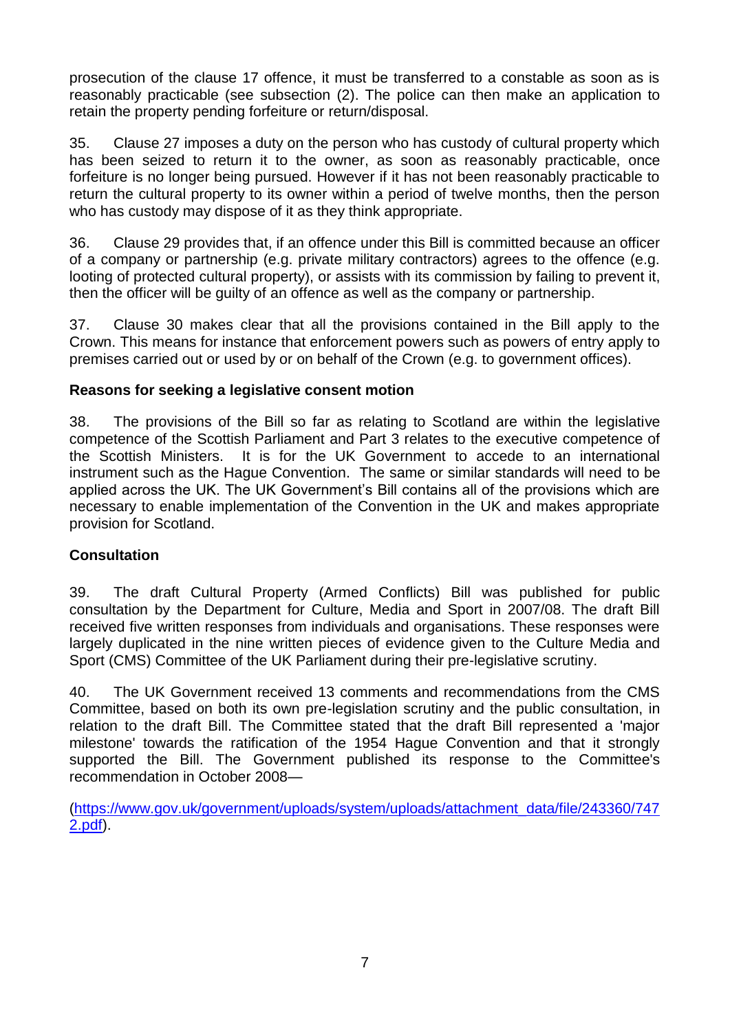prosecution of the clause 17 offence, it must be transferred to a constable as soon as is reasonably practicable (see subsection (2). The police can then make an application to retain the property pending forfeiture or return/disposal.

35. Clause 27 imposes a duty on the person who has custody of cultural property which has been seized to return it to the owner, as soon as reasonably practicable, once forfeiture is no longer being pursued. However if it has not been reasonably practicable to return the cultural property to its owner within a period of twelve months, then the person who has custody may dispose of it as they think appropriate.

36. Clause 29 provides that, if an offence under this Bill is committed because an officer of a company or partnership (e.g. private military contractors) agrees to the offence (e.g. looting of protected cultural property), or assists with its commission by failing to prevent it, then the officer will be guilty of an offence as well as the company or partnership.

37. Clause 30 makes clear that all the provisions contained in the Bill apply to the Crown. This means for instance that enforcement powers such as powers of entry apply to premises carried out or used by or on behalf of the Crown (e.g. to government offices).

**Reasons for seeking a legislative consent motion**

38. The provisions of the Bill so far as relating to Scotland are within the legislative competence of the Scottish Parliament and Part 3 relates to the executive competence of the Scottish Ministers. It is for the UK Government to accede to an international instrument such as the Hague Convention. The same or similar standards will need to be applied across the UK. The UK Government's Bill contains all of the provisions which are necessary to enable implementation of the Convention in the UK and makes appropriate provision for Scotland.

**Consultation**

39. The draft Cultural Property (Armed Conflicts) Bill was published for public consultation by the Department for Culture, Media and Sport in 2007/08. The draft Bill received five written responses from individuals and organisations. These responses were largely duplicated in the nine written pieces of evidence given to the Culture Media and Sport (CMS) Committee of the UK Parliament during their pre-legislative scrutiny.

40. The UK Government received 13 comments and recommendations from the CMS Committee, based on both its own pre-legislation scrutiny and the public consultation, in relation to the draft Bill. The Committee stated that the draft Bill represented a 'major milestone' towards the ratification of the 1954 Hague Convention and that it strongly supported the Bill. The Government published its response to the Committee's recommendation in October 2008—

(https://www.gov.uk/government/uploads/system/uploads/attachment_data/file/243360/7472.pdf).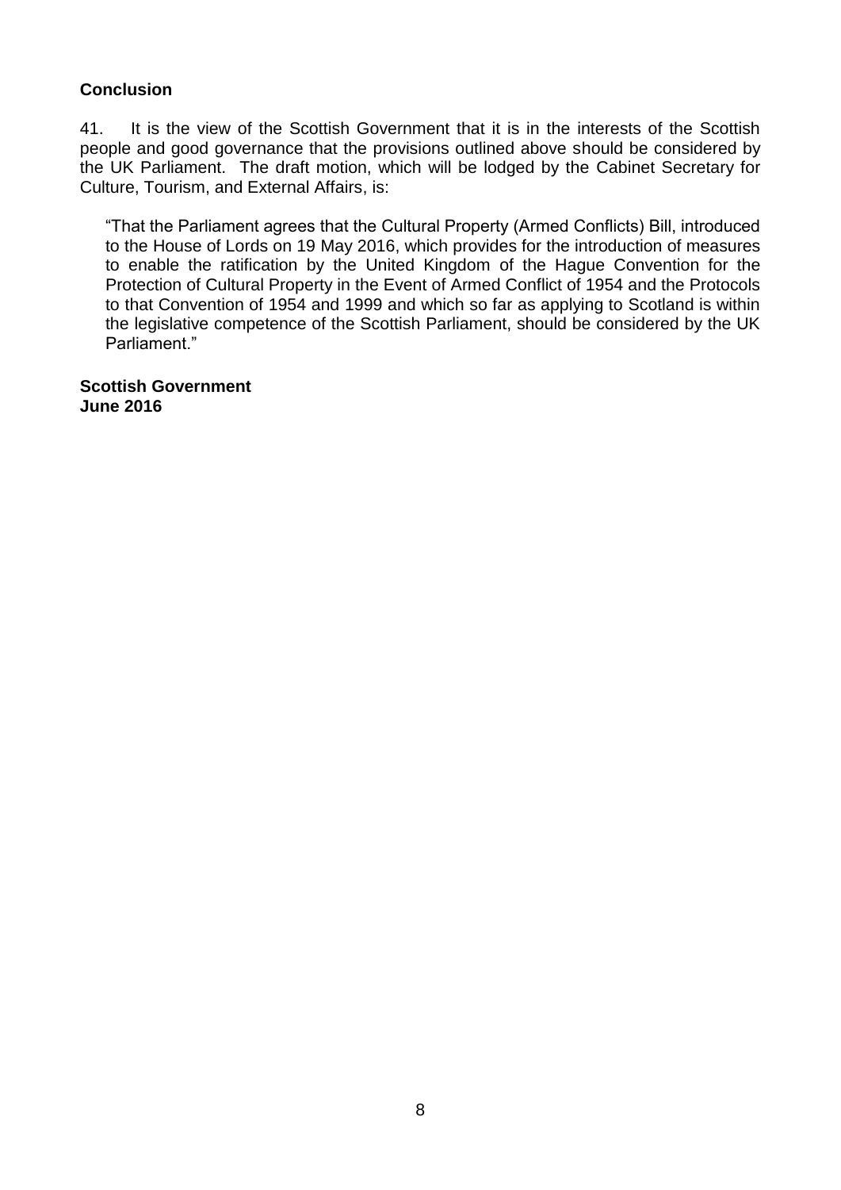## Conclusion

41. It is the view of the Scottish Government that it is in the interests of the Scottish people and good governance that the provisions outlined above should be considered by the UK Parliament. The draft motion, which will be lodged by the Cabinet Secretary for Culture, Tourism, and External Affairs, is:

> "That the Parliament agrees that the Cultural Property (Armed Conflicts) Bill, introduced to the House of Lords on 19 May 2016, which provides for the introduction of measures to enable the ratification by the United Kingdom of the Hague Convention for the Protection of Cultural Property in the Event of Armed Conflict of 1954 and the Protocols to that Convention of 1954 and 1999 and which so far as applying to Scotland is within the legislative competence of the Scottish Parliament, should be considered by the UK Parliament."

**Scottish Government**
**June 2016**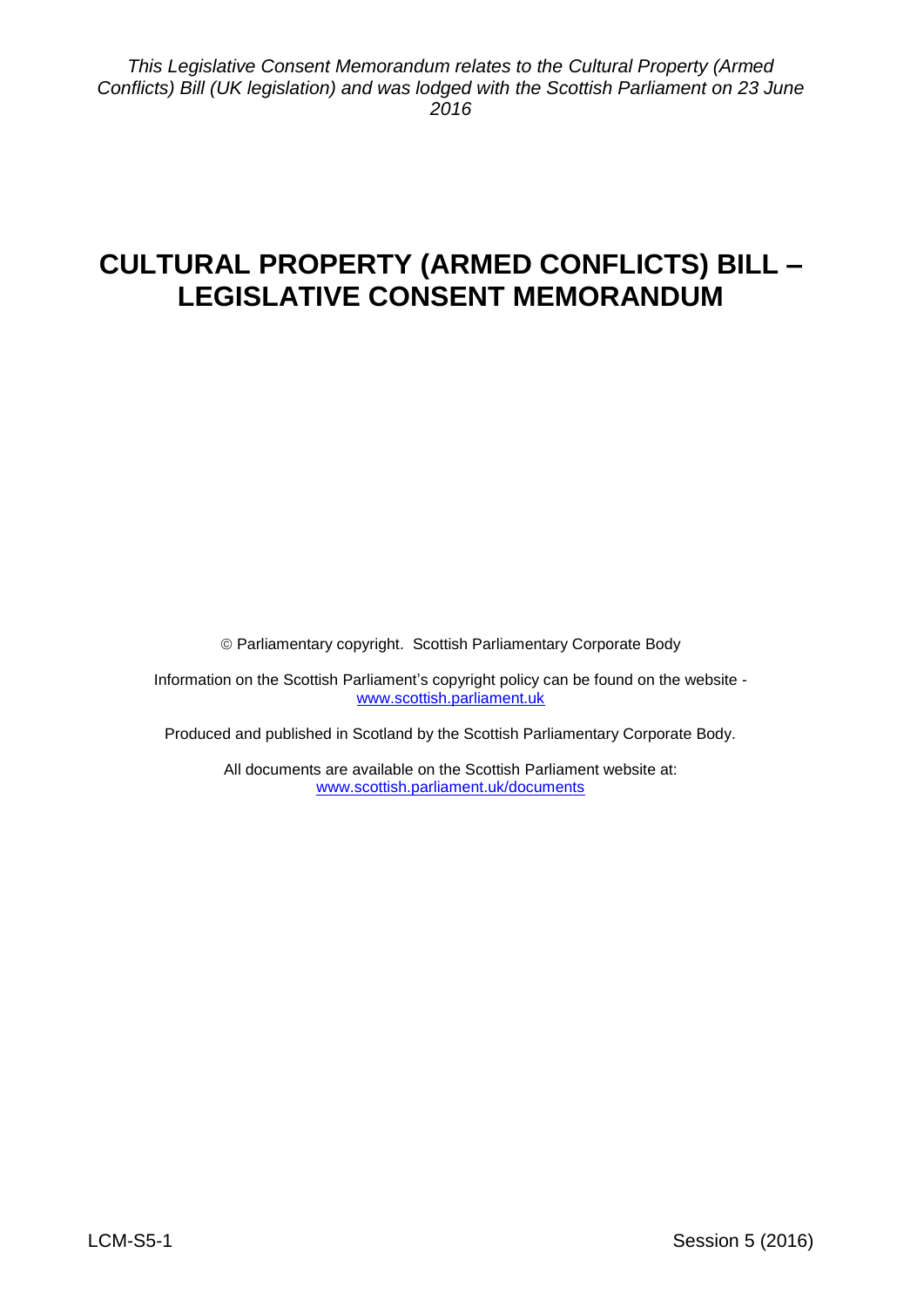*This Legislative Consent Memorandum relates to the Cultural Property (Armed Conflicts) Bill (UK legislation) and was lodged with the Scottish Parliament on 23 June 2016*

# CULTURAL PROPERTY (ARMED CONFLICTS) BILL – LEGISLATIVE CONSENT MEMORANDUM

© Parliamentary copyright. Scottish Parliamentary Corporate Body

Information on the Scottish Parliament's copyright policy can be found on the website - www.scottish.parliament.uk

Produced and published in Scotland by the Scottish Parliamentary Corporate Body.

All documents are available on the Scottish Parliament website at: www.scottish.parliament.uk/documents

LCM-S5-1

Session 5 (2016)